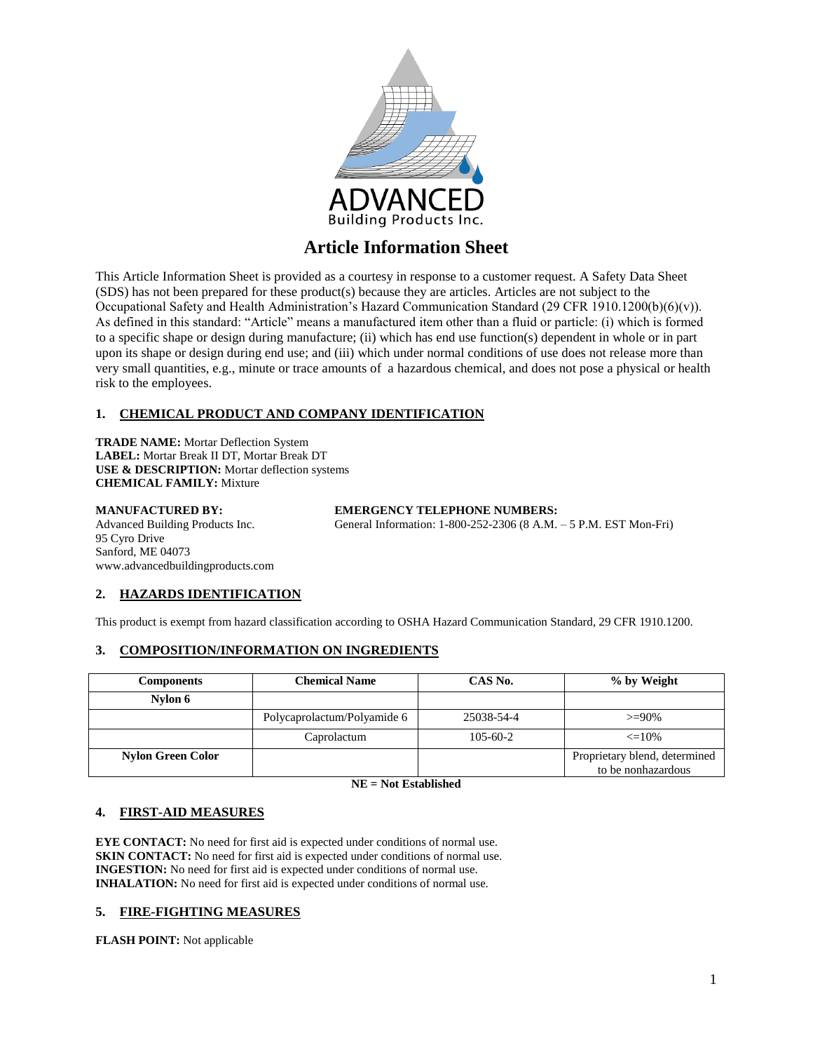ADVANCED
Building Products Inc.

# Article Information Sheet

This Article Information Sheet is provided as a courtesy in response to a customer request. A Safety Data Sheet (SDS) has not been prepared for these product(s) because they are articles. Articles are not subject to the Occupational Safety and Health Administration's Hazard Communication Standard (29 CFR 1910.1200(b)(6)(v)). As defined in this standard: "Article" means a manufactured item other than a fluid or particle: (i) which is formed to a specific shape or design during manufacture; (ii) which has end use function(s) dependent in whole or in part upon its shape or design during end use; and (iii) which under normal conditions of use does not release more than very small quantities, e.g., minute or trace amounts of a hazardous chemical, and does not pose a physical or health risk to the employees.

## 1. CHEMICAL PRODUCT AND COMPANY IDENTIFICATION

**TRADE NAME:** Mortar Deflection System
**LABEL:** Mortar Break II DT, Mortar Break DT
**USE & DESCRIPTION:** Mortar deflection systems
**CHEMICAL FAMILY:** Mixture

**MANUFACTURED BY:**
Advanced Building Products Inc.
95 Cyro Drive
Sanford, ME 04073
www.advancedbuildingproducts.com

**EMERGENCY TELEPHONE NUMBERS:**
General Information: 1-800-252-2306 (8 A.M. – 5 P.M. EST Mon-Fri)

## 2. HAZARDS IDENTIFICATION

This product is exempt from hazard classification according to OSHA Hazard Communication Standard, 29 CFR 1910.1200.

## 3. COMPOSITION/INFORMATION ON INGREDIENTS

| Components | Chemical Name | CAS No. | % by Weight |
|---|---|---|---|
| **Nylon 6** | | | |
| | Polycaprolactum/Polyamide 6 | 25038-54-4 | >=90% |
| | Caprolactum | 105-60-2 | <=10% |
| **Nylon Green Color** | | | Proprietary blend, determined to be nonhazardous |

**NE = Not Established**

## 4. FIRST-AID MEASURES

**EYE CONTACT:** No need for first aid is expected under conditions of normal use.
**SKIN CONTACT:** No need for first aid is expected under conditions of normal use.
**INGESTION:** No need for first aid is expected under conditions of normal use.
**INHALATION:** No need for first aid is expected under conditions of normal use.

## 5. FIRE-FIGHTING MEASURES

**FLASH POINT:** Not applicable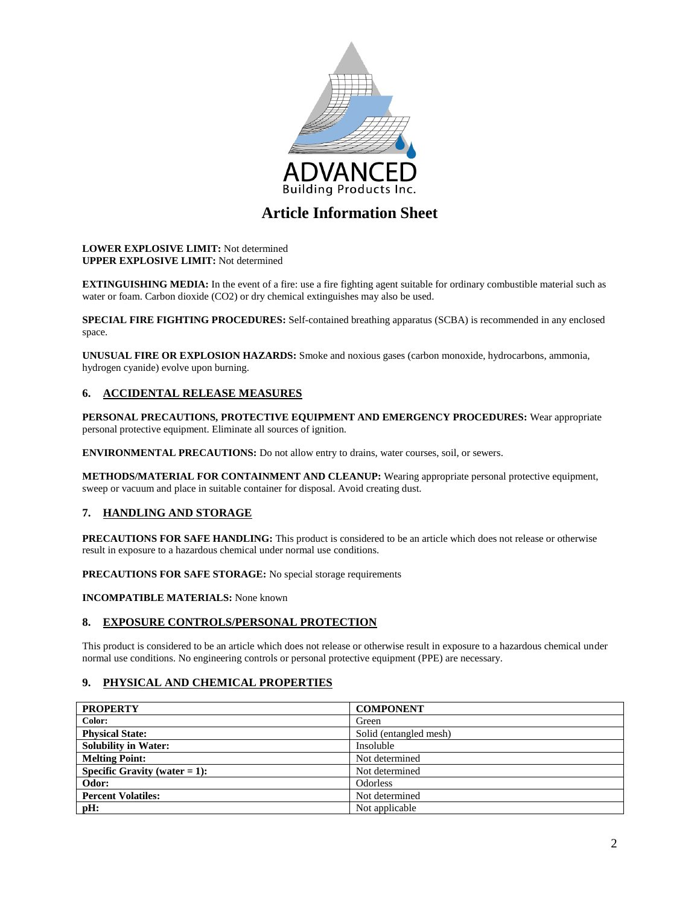# Article Information Sheet

**LOWER EXPLOSIVE LIMIT:** Not determined
**UPPER EXPLOSIVE LIMIT:** Not determined

**EXTINGUISHING MEDIA:** In the event of a fire: use a fire fighting agent suitable for ordinary combustible material such as water or foam. Carbon dioxide ($CO_2$) or dry chemical extinguishes may also be used.

**SPECIAL FIRE FIGHTING PROCEDURES:** Self-contained breathing apparatus (SCBA) is recommended in any enclosed space.

**UNUSUAL FIRE OR EXPLOSION HAZARDS:** Smoke and noxious gases (carbon monoxide, hydrocarbons, ammonia, hydrogen cyanide) evolve upon burning.

## 6. ACCIDENTAL RELEASE MEASURES

**PERSONAL PRECAUTIONS, PROTECTIVE EQUIPMENT AND EMERGENCY PROCEDURES:** Wear appropriate personal protective equipment. Eliminate all sources of ignition.

**ENVIRONMENTAL PRECAUTIONS:** Do not allow entry to drains, water courses, soil, or sewers.

**METHODS/MATERIAL FOR CONTAINMENT AND CLEANUP:** Wearing appropriate personal protective equipment, sweep or vacuum and place in suitable container for disposal. Avoid creating dust.

## 7. HANDLING AND STORAGE

**PRECAUTIONS FOR SAFE HANDLING:** This product is considered to be an article which does not release or otherwise result in exposure to a hazardous chemical under normal use conditions.

**PRECAUTIONS FOR SAFE STORAGE:** No special storage requirements

**INCOMPATIBLE MATERIALS:** None known

## 8. EXPOSURE CONTROLS/PERSONAL PROTECTION

This product is considered to be an article which does not release or otherwise result in exposure to a hazardous chemical under normal use conditions. No engineering controls or personal protective equipment (PPE) are necessary.

## 9. PHYSICAL AND CHEMICAL PROPERTIES

| PROPERTY | COMPONENT |
| --- | --- |
| **Color:** | Green |
| **Physical State:** | Solid (entangled mesh) |
| **Solubility in Water:** | Insoluble |
| **Melting Point:** | Not determined |
| **Specific Gravity (water = 1):** | Not determined |
| **Odor:** | Odorless |
| **Percent Volatiles:** | Not determined |
| **pH:** | Not applicable |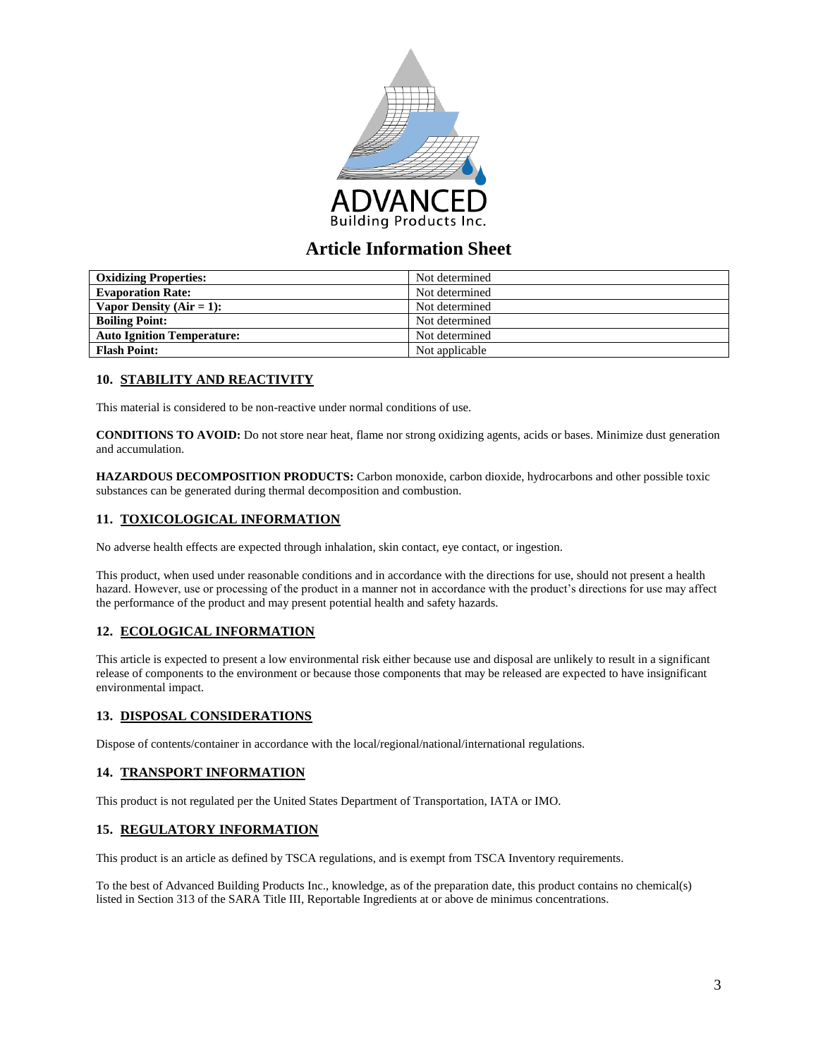# Article Information Sheet

| | |
|---|---|
| **Oxidizing Properties:** | Not determined |
| **Evaporation Rate:** | Not determined |
| **Vapor Density (Air = 1):** | Not determined |
| **Boiling Point:** | Not determined |
| **Auto Ignition Temperature:** | Not determined |
| **Flash Point:** | Not applicable |

## 10. STABILITY AND REACTIVITY

This material is considered to be non-reactive under normal conditions of use.

**CONDITIONS TO AVOID:** Do not store near heat, flame nor strong oxidizing agents, acids or bases. Minimize dust generation and accumulation.

**HAZARDOUS DECOMPOSITION PRODUCTS:** Carbon monoxide, carbon dioxide, hydrocarbons and other possible toxic substances can be generated during thermal decomposition and combustion.

## 11. TOXICOLOGICAL INFORMATION

No adverse health effects are expected through inhalation, skin contact, eye contact, or ingestion.

This product, when used under reasonable conditions and in accordance with the directions for use, should not present a health hazard. However, use or processing of the product in a manner not in accordance with the product's directions for use may affect the performance of the product and may present potential health and safety hazards.

## 12. ECOLOGICAL INFORMATION

This article is expected to present a low environmental risk either because use and disposal are unlikely to result in a significant release of components to the environment or because those components that may be released are expected to have insignificant environmental impact.

## 13. DISPOSAL CONSIDERATIONS

Dispose of contents/container in accordance with the local/regional/national/international regulations.

## 14. TRANSPORT INFORMATION

This product is not regulated per the United States Department of Transportation, IATA or IMO.

## 15. REGULATORY INFORMATION

This product is an article as defined by TSCA regulations, and is exempt from TSCA Inventory requirements.

To the best of Advanced Building Products Inc., knowledge, as of the preparation date, this product contains no chemical(s) listed in Section 313 of the SARA Title III, Reportable Ingredients at or above de minimus concentrations.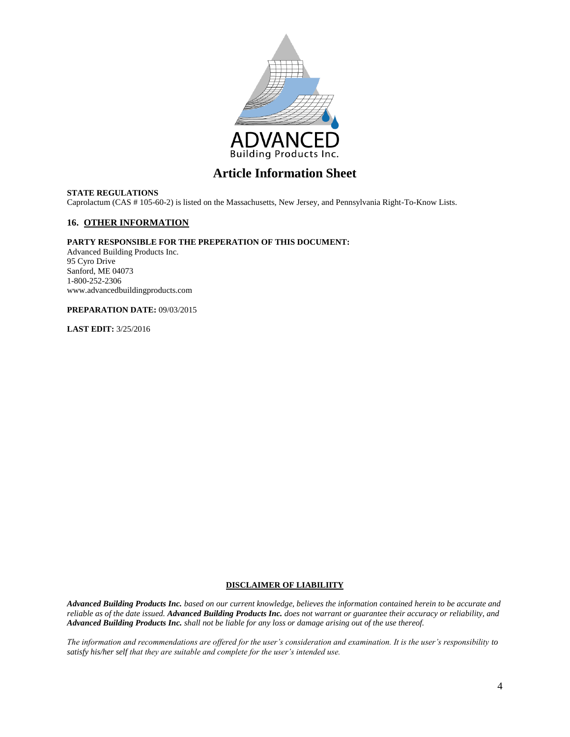ADVANCED
Building Products Inc.

# Article Information Sheet

**STATE REGULATIONS**

Caprolactum (CAS # 105-60-2) is listed on the Massachusetts, New Jersey, and Pennsylvania Right-To-Know Lists.

## 16. OTHER INFORMATION

**PARTY RESPONSIBLE FOR THE PREPERATION OF THIS DOCUMENT:**

Advanced Building Products Inc.
95 Cyro Drive
Sanford, ME 04073
1-800-252-2306
www.advancedbuildingproducts.com

**PREPARATION DATE:** 09/03/2015

**LAST EDIT:** 3/25/2016

**DISCLAIMER OF LIABILIITY**

***Advanced Building Products Inc.*** *based on our current knowledge, believes the information contained herein to be accurate and reliable as of the date issued.* ***Advanced Building Products Inc.*** *does not warrant or guarantee their accuracy or reliability, and* ***Advanced Building Products Inc.*** *shall not be liable for any loss or damage arising out of the use thereof.*

*The information and recommendations are offered for the user's consideration and examination. It is the user's responsibility to satisfy his/her self that they are suitable and complete for the user's intended use.*